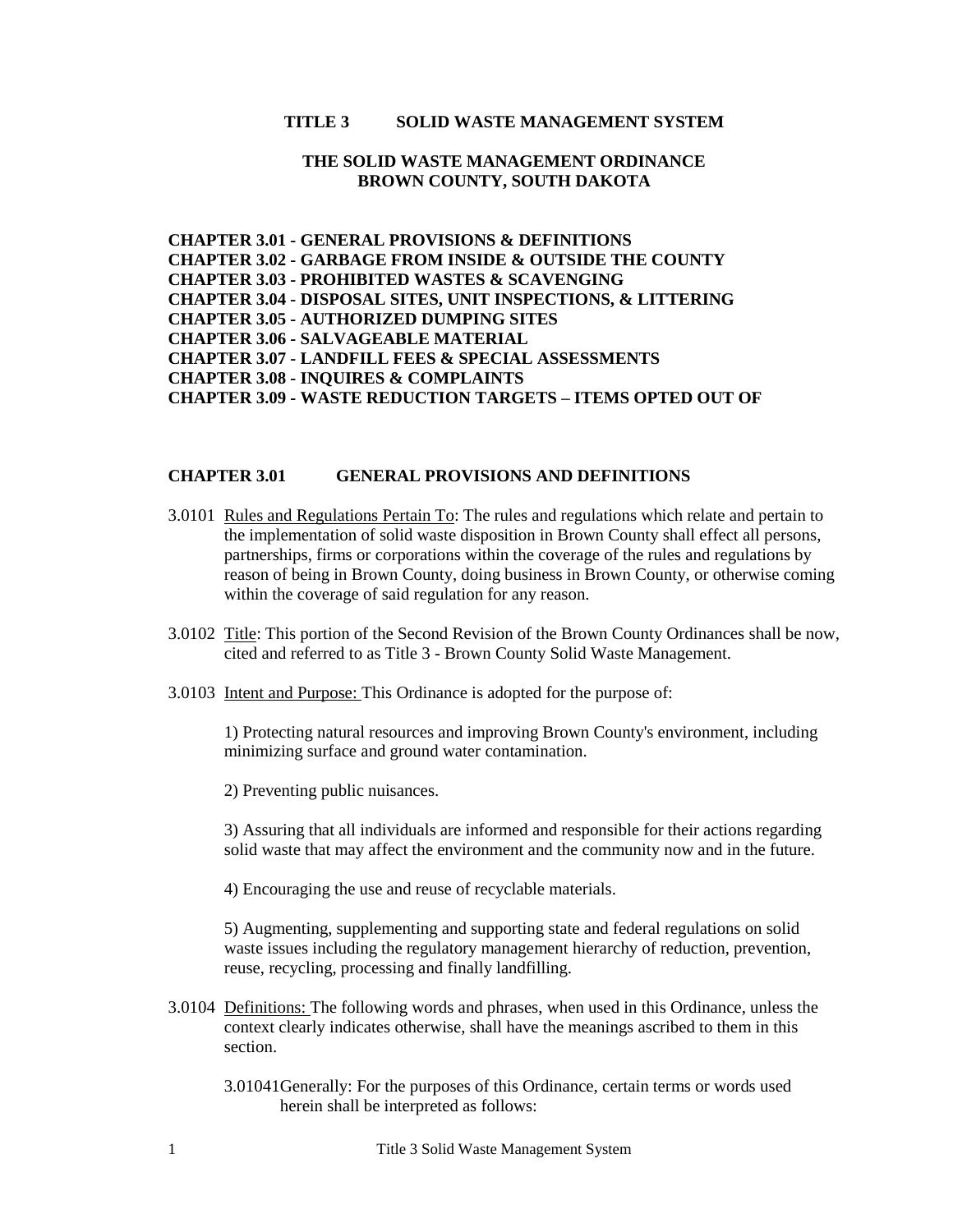# TITLE 3 SOLID WASTE MANAGEMENT SYSTEM

## THE SOLID WASTE MANAGEMENT ORDINANCE
## BROWN COUNTY, SOUTH DAKOTA

**CHAPTER 3.01 - GENERAL PROVISIONS & DEFINITIONS**
**CHAPTER 3.02 - GARBAGE FROM INSIDE & OUTSIDE THE COUNTY**
**CHAPTER 3.03 - PROHIBITED WASTES & SCAVENGING**
**CHAPTER 3.04 - DISPOSAL SITES, UNIT INSPECTIONS, & LITTERING**
**CHAPTER 3.05 - AUTHORIZED DUMPING SITES**
**CHAPTER 3.06 - SALVAGEABLE MATERIAL**
**CHAPTER 3.07 - LANDFILL FEES & SPECIAL ASSESSMENTS**
**CHAPTER 3.08 - INQUIRES & COMPLAINTS**
**CHAPTER 3.09 - WASTE REDUCTION TARGETS – ITEMS OPTED OUT OF**

## CHAPTER 3.01 GENERAL PROVISIONS AND DEFINITIONS

3.0101 Rules and Regulations Pertain To: The rules and regulations which relate and pertain to the implementation of solid waste disposition in Brown County shall effect all persons, partnerships, firms or corporations within the coverage of the rules and regulations by reason of being in Brown County, doing business in Brown County, or otherwise coming within the coverage of said regulation for any reason.

3.0102 Title: This portion of the Second Revision of the Brown County Ordinances shall be now, cited and referred to as Title 3 - Brown County Solid Waste Management.

3.0103 Intent and Purpose: This Ordinance is adopted for the purpose of:

1) Protecting natural resources and improving Brown County's environment, including minimizing surface and ground water contamination.

2) Preventing public nuisances.

3) Assuring that all individuals are informed and responsible for their actions regarding solid waste that may affect the environment and the community now and in the future.

4) Encouraging the use and reuse of recyclable materials.

5) Augmenting, supplementing and supporting state and federal regulations on solid waste issues including the regulatory management hierarchy of reduction, prevention, reuse, recycling, processing and finally landfilling.

3.0104 Definitions: The following words and phrases, when used in this Ordinance, unless the context clearly indicates otherwise, shall have the meanings ascribed to them in this section.

3.01041 Generally: For the purposes of this Ordinance, certain terms or words used herein shall be interpreted as follows: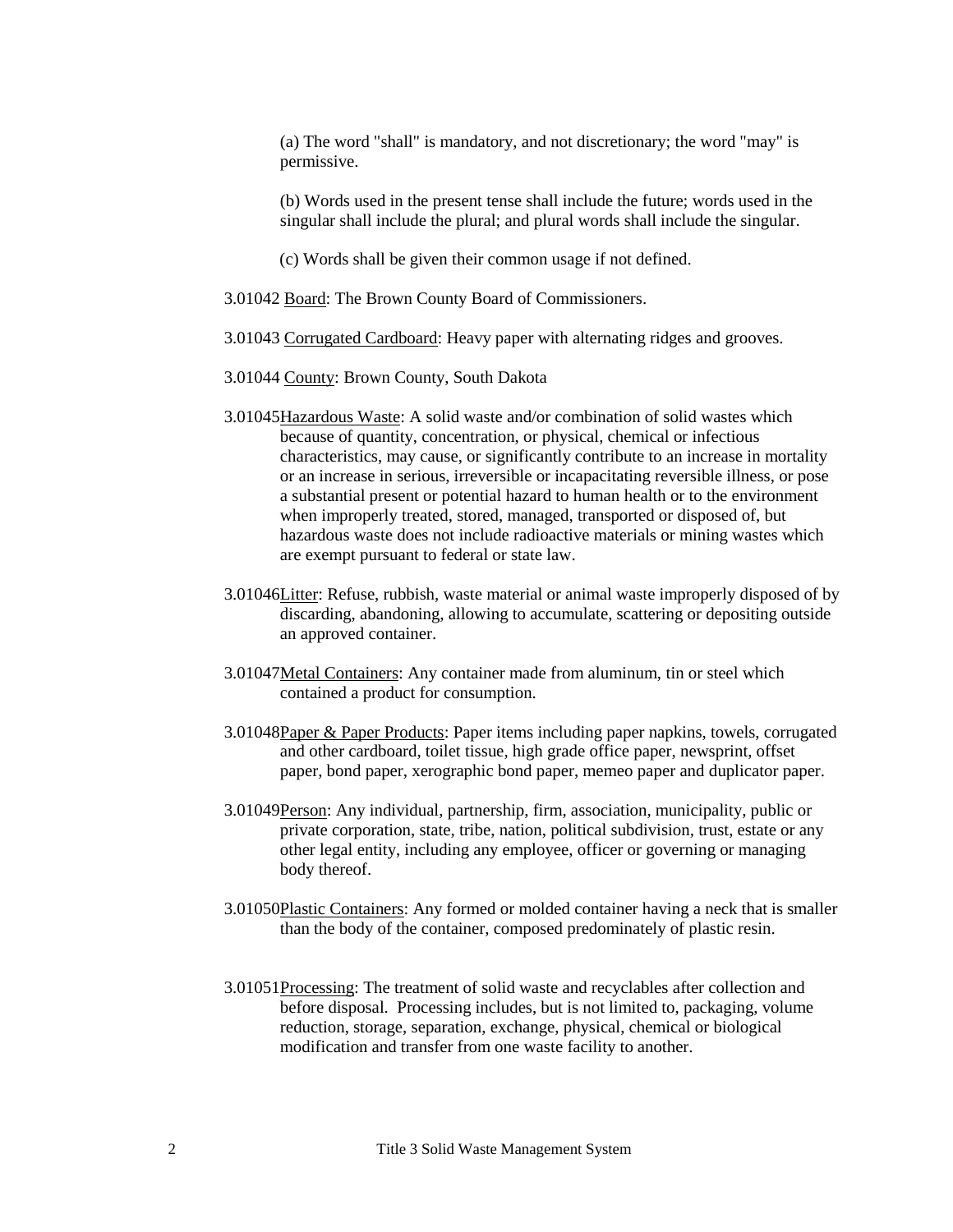(a) The word "shall" is mandatory, and not discretionary; the word "may" is permissive.

(b) Words used in the present tense shall include the future; words used in the singular shall include the plural; and plural words shall include the singular.

(c) Words shall be given their common usage if not defined.

3.01042 Board: The Brown County Board of Commissioners.

3.01043 Corrugated Cardboard: Heavy paper with alternating ridges and grooves.

3.01044 County: Brown County, South Dakota

3.01045 Hazardous Waste: A solid waste and/or combination of solid wastes which because of quantity, concentration, or physical, chemical or infectious characteristics, may cause, or significantly contribute to an increase in mortality or an increase in serious, irreversible or incapacitating reversible illness, or pose a substantial present or potential hazard to human health or to the environment when improperly treated, stored, managed, transported or disposed of, but hazardous waste does not include radioactive materials or mining wastes which are exempt pursuant to federal or state law.

3.01046 Litter: Refuse, rubbish, waste material or animal waste improperly disposed of by discarding, abandoning, allowing to accumulate, scattering or depositing outside an approved container.

3.01047 Metal Containers: Any container made from aluminum, tin or steel which contained a product for consumption.

3.01048 Paper & Paper Products: Paper items including paper napkins, towels, corrugated and other cardboard, toilet tissue, high grade office paper, newsprint, offset paper, bond paper, xerographic bond paper, memeo paper and duplicator paper.

3.01049 Person: Any individual, partnership, firm, association, municipality, public or private corporation, state, tribe, nation, political subdivision, trust, estate or any other legal entity, including any employee, officer or governing or managing body thereof.

3.01050 Plastic Containers: Any formed or molded container having a neck that is smaller than the body of the container, composed predominately of plastic resin.

3.01051 Processing: The treatment of solid waste and recyclables after collection and before disposal. Processing includes, but is not limited to, packaging, volume reduction, storage, separation, exchange, physical, chemical or biological modification and transfer from one waste facility to another.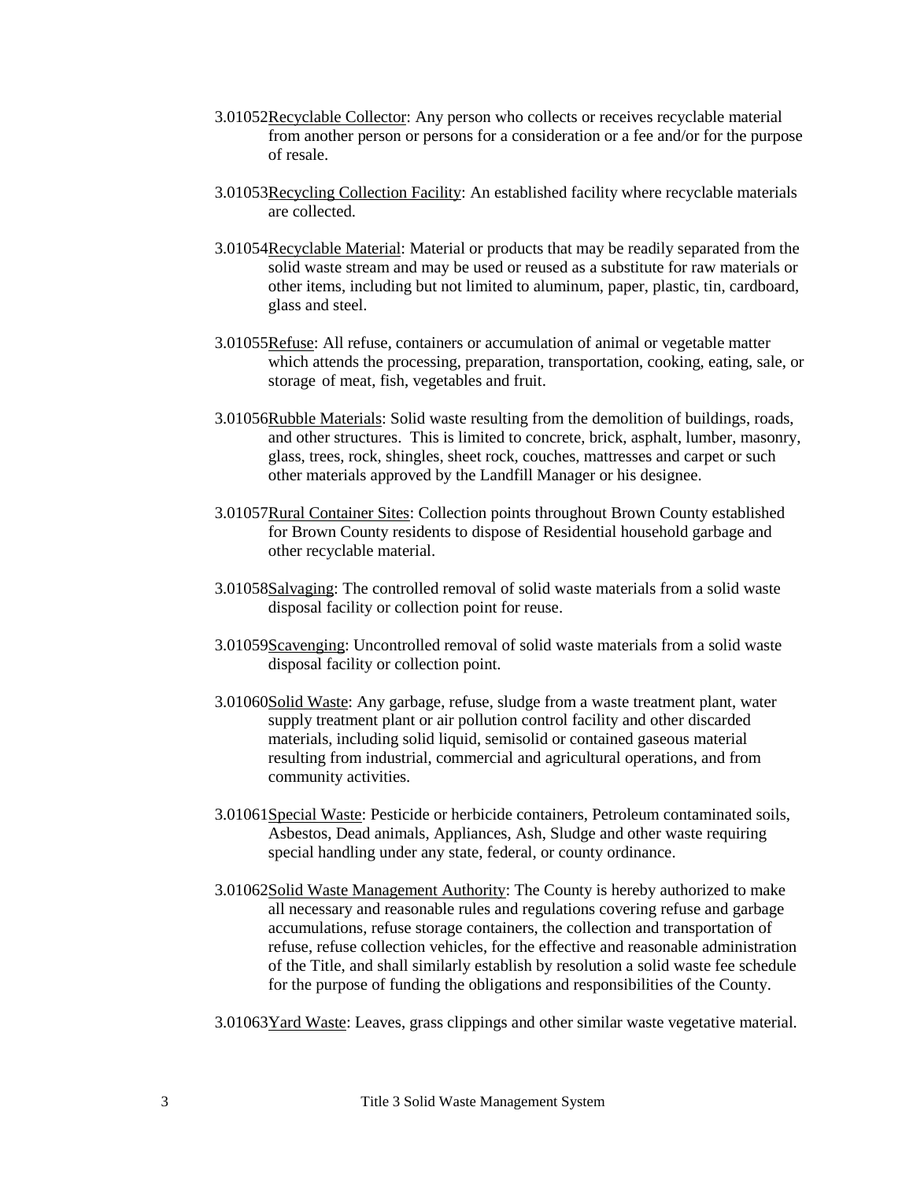3.01052 Recyclable Collector: Any person who collects or receives recyclable material from another person or persons for a consideration or a fee and/or for the purpose of resale.

3.01053 Recycling Collection Facility: An established facility where recyclable materials are collected.

3.01054 Recyclable Material: Material or products that may be readily separated from the solid waste stream and may be used or reused as a substitute for raw materials or other items, including but not limited to aluminum, paper, plastic, tin, cardboard, glass and steel.

3.01055 Refuse: All refuse, containers or accumulation of animal or vegetable matter which attends the processing, preparation, transportation, cooking, eating, sale, or storage of meat, fish, vegetables and fruit.

3.01056 Rubble Materials: Solid waste resulting from the demolition of buildings, roads, and other structures. This is limited to concrete, brick, asphalt, lumber, masonry, glass, trees, rock, shingles, sheet rock, couches, mattresses and carpet or such other materials approved by the Landfill Manager or his designee.

3.01057 Rural Container Sites: Collection points throughout Brown County established for Brown County residents to dispose of Residential household garbage and other recyclable material.

3.01058 Salvaging: The controlled removal of solid waste materials from a solid waste disposal facility or collection point for reuse.

3.01059 Scavenging: Uncontrolled removal of solid waste materials from a solid waste disposal facility or collection point.

3.01060 Solid Waste: Any garbage, refuse, sludge from a waste treatment plant, water supply treatment plant or air pollution control facility and other discarded materials, including solid liquid, semisolid or contained gaseous material resulting from industrial, commercial and agricultural operations, and from community activities.

3.01061 Special Waste: Pesticide or herbicide containers, Petroleum contaminated soils, Asbestos, Dead animals, Appliances, Ash, Sludge and other waste requiring special handling under any state, federal, or county ordinance.

3.01062 Solid Waste Management Authority: The County is hereby authorized to make all necessary and reasonable rules and regulations covering refuse and garbage accumulations, refuse storage containers, the collection and transportation of refuse, refuse collection vehicles, for the effective and reasonable administration of the Title, and shall similarly establish by resolution a solid waste fee schedule for the purpose of funding the obligations and responsibilities of the County.

3.01063 Yard Waste: Leaves, grass clippings and other similar waste vegetative material.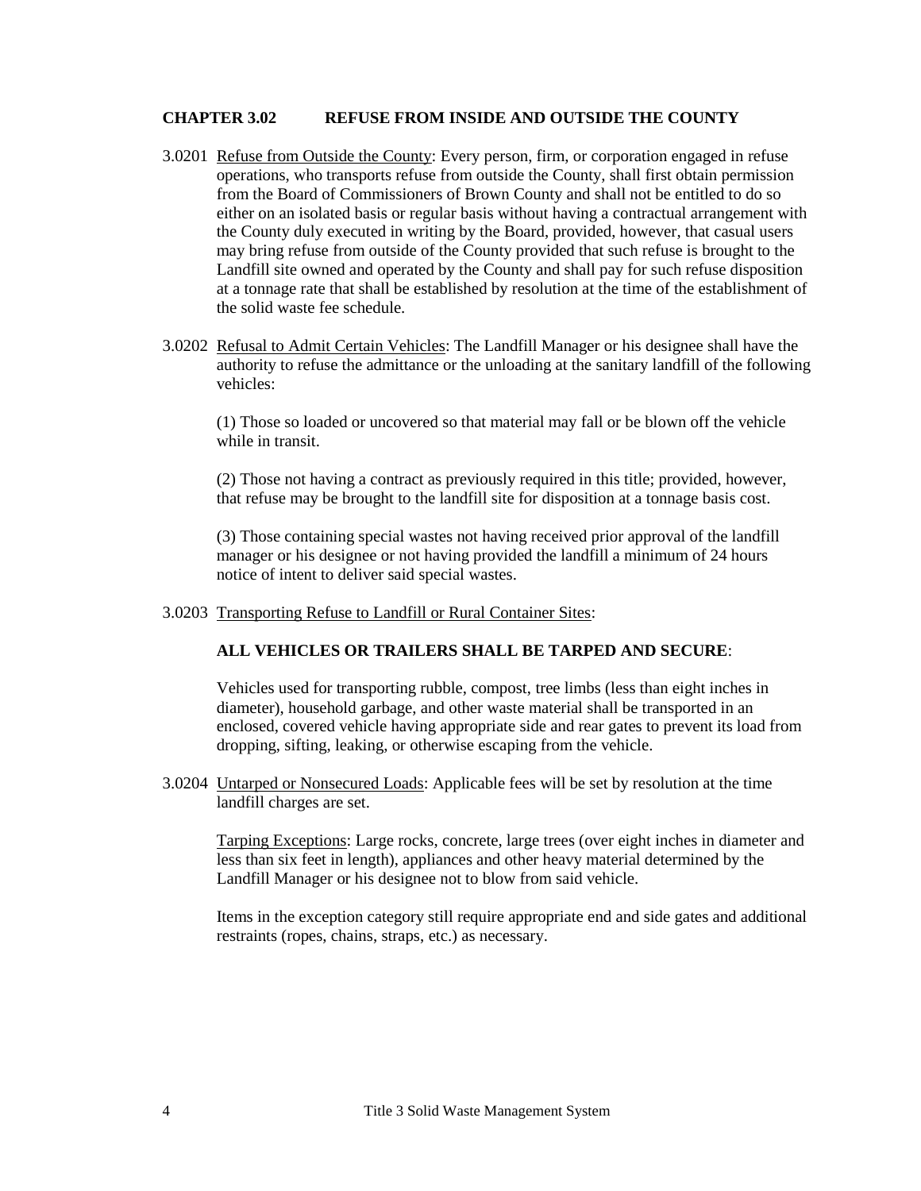## CHAPTER 3.02 REFUSE FROM INSIDE AND OUTSIDE THE COUNTY

3.0201 Refuse from Outside the County: Every person, firm, or corporation engaged in refuse operations, who transports refuse from outside the County, shall first obtain permission from the Board of Commissioners of Brown County and shall not be entitled to do so either on an isolated basis or regular basis without having a contractual arrangement with the County duly executed in writing by the Board, provided, however, that casual users may bring refuse from outside of the County provided that such refuse is brought to the Landfill site owned and operated by the County and shall pay for such refuse disposition at a tonnage rate that shall be established by resolution at the time of the establishment of the solid waste fee schedule.

3.0202 Refusal to Admit Certain Vehicles: The Landfill Manager or his designee shall have the authority to refuse the admittance or the unloading at the sanitary landfill of the following vehicles:

(1) Those so loaded or uncovered so that material may fall or be blown off the vehicle while in transit.

(2) Those not having a contract as previously required in this title; provided, however, that refuse may be brought to the landfill site for disposition at a tonnage basis cost.

(3) Those containing special wastes not having received prior approval of the landfill manager or his designee or not having provided the landfill a minimum of 24 hours notice of intent to deliver said special wastes.

3.0203 Transporting Refuse to Landfill or Rural Container Sites:

**ALL VEHICLES OR TRAILERS SHALL BE TARPED AND SECURE**:

Vehicles used for transporting rubble, compost, tree limbs (less than eight inches in diameter), household garbage, and other waste material shall be transported in an enclosed, covered vehicle having appropriate side and rear gates to prevent its load from dropping, sifting, leaking, or otherwise escaping from the vehicle.

3.0204 Untarped or Nonsecured Loads: Applicable fees will be set by resolution at the time landfill charges are set.

Tarping Exceptions: Large rocks, concrete, large trees (over eight inches in diameter and less than six feet in length), appliances and other heavy material determined by the Landfill Manager or his designee not to blow from said vehicle.

Items in the exception category still require appropriate end and side gates and additional restraints (ropes, chains, straps, etc.) as necessary.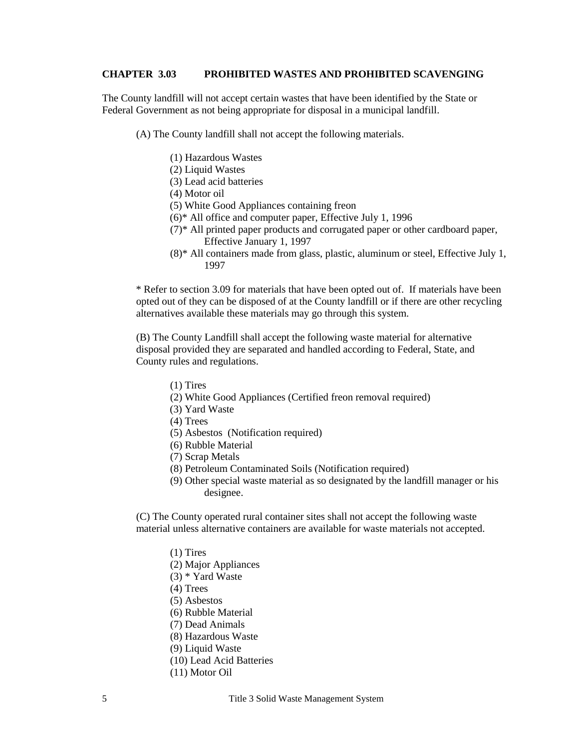## CHAPTER 3.03 PROHIBITED WASTES AND PROHIBITED SCAVENGING

The County landfill will not accept certain wastes that have been identified by the State or Federal Government as not being appropriate for disposal in a municipal landfill.

(A) The County landfill shall not accept the following materials.

(1) Hazardous Wastes
(2) Liquid Wastes
(3) Lead acid batteries
(4) Motor oil
(5) White Good Appliances containing freon
(6)* All office and computer paper, Effective July 1, 1996
(7)* All printed paper products and corrugated paper or other cardboard paper, Effective January 1, 1997
(8)* All containers made from glass, plastic, aluminum or steel, Effective July 1, 1997

* Refer to section 3.09 for materials that have been opted out of. If materials have been opted out of they can be disposed of at the County landfill or if there are other recycling alternatives available these materials may go through this system.

(B) The County Landfill shall accept the following waste material for alternative disposal provided they are separated and handled according to Federal, State, and County rules and regulations.

(1) Tires
(2) White Good Appliances (Certified freon removal required)
(3) Yard Waste
(4) Trees
(5) Asbestos (Notification required)
(6) Rubble Material
(7) Scrap Metals
(8) Petroleum Contaminated Soils (Notification required)
(9) Other special waste material as so designated by the landfill manager or his designee.

(C) The County operated rural container sites shall not accept the following waste material unless alternative containers are available for waste materials not accepted.

(1) Tires
(2) Major Appliances
(3) * Yard Waste
(4) Trees
(5) Asbestos
(6) Rubble Material
(7) Dead Animals
(8) Hazardous Waste
(9) Liquid Waste
(10) Lead Acid Batteries
(11) Motor Oil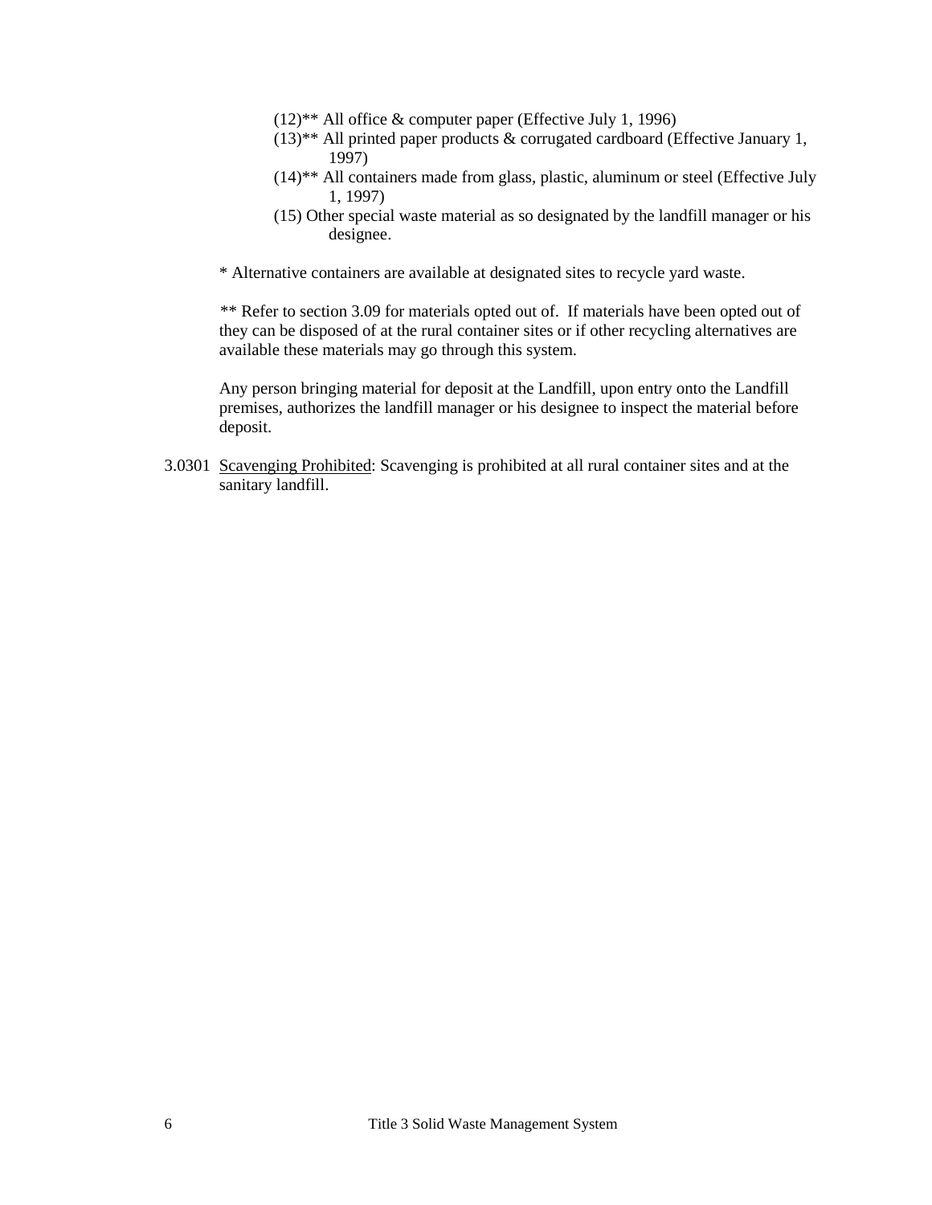(12)** All office & computer paper (Effective July 1, 1996)

(13)** All printed paper products & corrugated cardboard (Effective January 1, 1997)

(14)** All containers made from glass, plastic, aluminum or steel (Effective July 1, 1997)

(15) Other special waste material as so designated by the landfill manager or his designee.

* Alternative containers are available at designated sites to recycle yard waste.

** Refer to section 3.09 for materials opted out of. If materials have been opted out of they can be disposed of at the rural container sites or if other recycling alternatives are available these materials may go through this system.

Any person bringing material for deposit at the Landfill, upon entry onto the Landfill premises, authorizes the landfill manager or his designee to inspect the material before deposit.

3.0301 Scavenging Prohibited: Scavenging is prohibited at all rural container sites and at the sanitary landfill.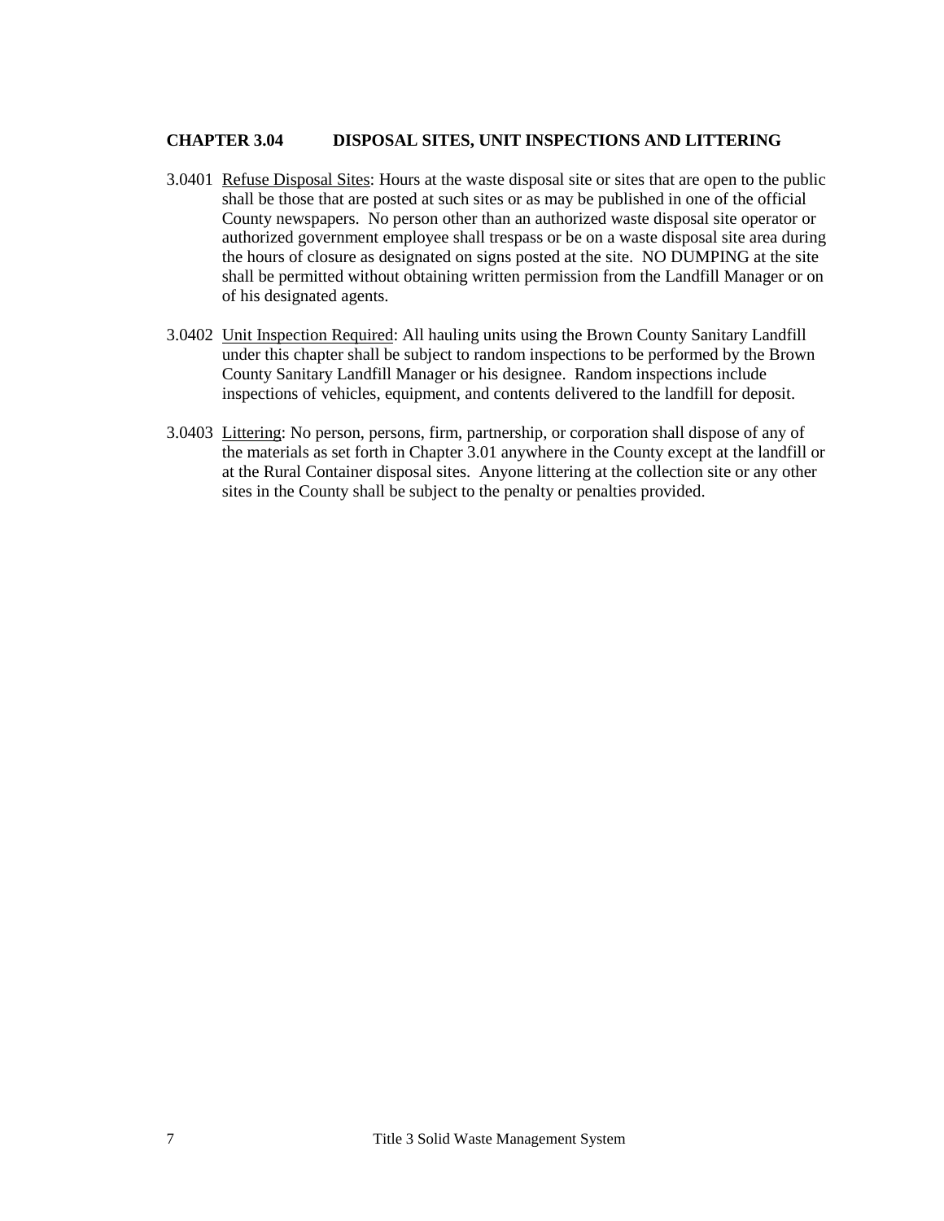## CHAPTER 3.04 DISPOSAL SITES, UNIT INSPECTIONS AND LITTERING

3.0401 Refuse Disposal Sites: Hours at the waste disposal site or sites that are open to the public shall be those that are posted at such sites or as may be published in one of the official County newspapers. No person other than an authorized waste disposal site operator or authorized government employee shall trespass or be on a waste disposal site area during the hours of closure as designated on signs posted at the site. NO DUMPING at the site shall be permitted without obtaining written permission from the Landfill Manager or on of his designated agents.

3.0402 Unit Inspection Required: All hauling units using the Brown County Sanitary Landfill under this chapter shall be subject to random inspections to be performed by the Brown County Sanitary Landfill Manager or his designee. Random inspections include inspections of vehicles, equipment, and contents delivered to the landfill for deposit.

3.0403 Littering: No person, persons, firm, partnership, or corporation shall dispose of any of the materials as set forth in Chapter 3.01 anywhere in the County except at the landfill or at the Rural Container disposal sites. Anyone littering at the collection site or any other sites in the County shall be subject to the penalty or penalties provided.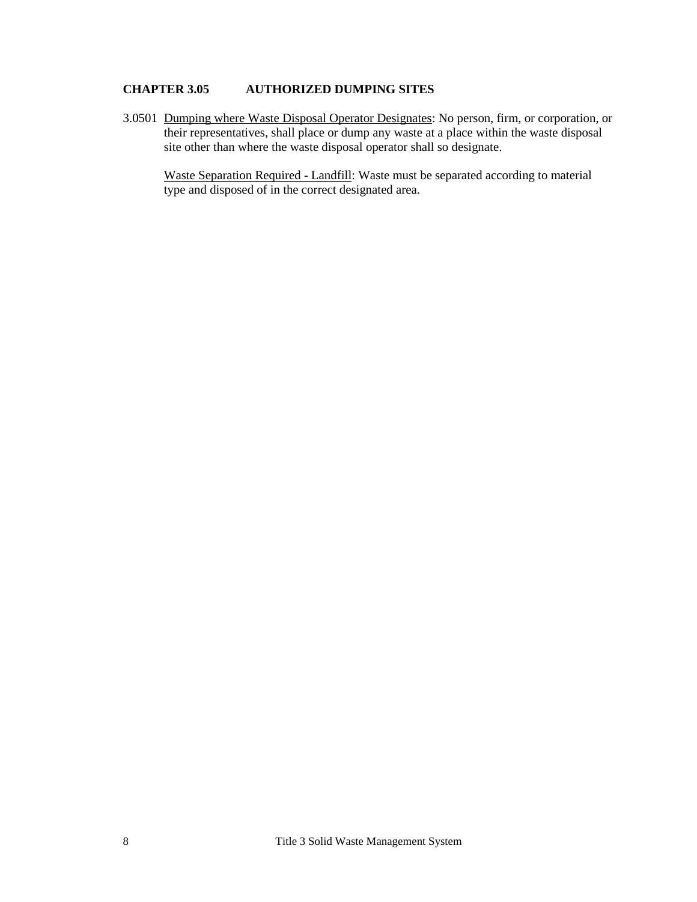## CHAPTER 3.05 AUTHORIZED DUMPING SITES

3.0501 Dumping where Waste Disposal Operator Designates: No person, firm, or corporation, or their representatives, shall place or dump any waste at a place within the waste disposal site other than where the waste disposal operator shall so designate.

Waste Separation Required - Landfill: Waste must be separated according to material type and disposed of in the correct designated area.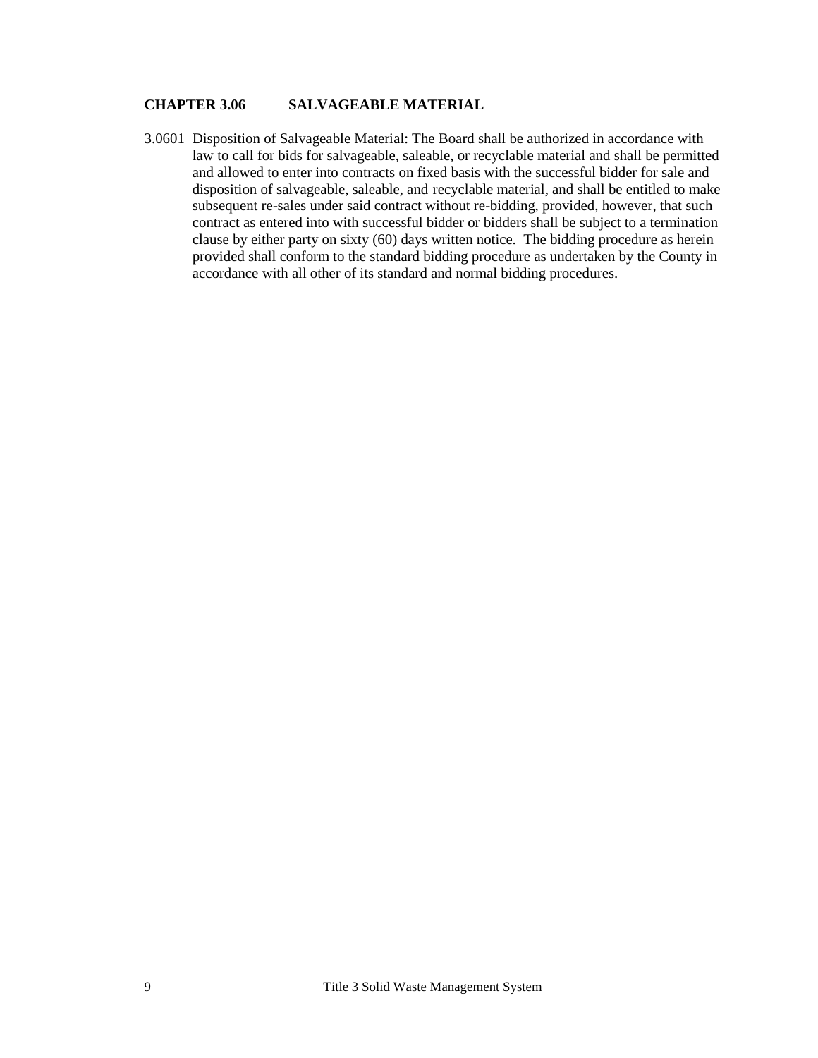## CHAPTER 3.06 SALVAGEABLE MATERIAL

3.0601 <u>Disposition of Salvageable Material</u>: The Board shall be authorized in accordance with law to call for bids for salvageable, saleable, or recyclable material and shall be permitted and allowed to enter into contracts on fixed basis with the successful bidder for sale and disposition of salvageable, saleable, and recyclable material, and shall be entitled to make subsequent re-sales under said contract without re-bidding, provided, however, that such contract as entered into with successful bidder or bidders shall be subject to a termination clause by either party on sixty (60) days written notice. The bidding procedure as herein provided shall conform to the standard bidding procedure as undertaken by the County in accordance with all other of its standard and normal bidding procedures.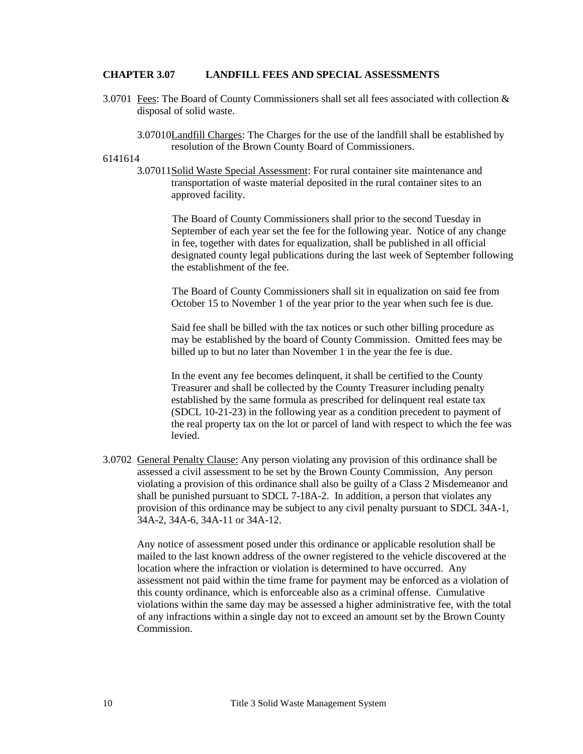**CHAPTER 3.07 LANDFILL FEES AND SPECIAL ASSESSMENTS**

3.0701 <u>Fees</u>: The Board of County Commissioners shall set all fees associated with collection & disposal of solid waste.

3.07010 <u>Landfill Charges</u>: The Charges for the use of the landfill shall be established by resolution of the Brown County Board of Commissioners.

6141614

3.07011 <u>Solid Waste Special Assessment</u>: For rural container site maintenance and transportation of waste material deposited in the rural container sites to an approved facility.

The Board of County Commissioners shall prior to the second Tuesday in September of each year set the fee for the following year. Notice of any change in fee, together with dates for equalization, shall be published in all official designated county legal publications during the last week of September following the establishment of the fee.

The Board of County Commissioners shall sit in equalization on said fee from October 15 to November 1 of the year prior to the year when such fee is due.

Said fee shall be billed with the tax notices or such other billing procedure as may be established by the board of County Commission. Omitted fees may be billed up to but no later than November 1 in the year the fee is due.

In the event any fee becomes delinquent, it shall be certified to the County Treasurer and shall be collected by the County Treasurer including penalty established by the same formula as prescribed for delinquent real estate tax (SDCL 10-21-23) in the following year as a condition precedent to payment of the real property tax on the lot or parcel of land with respect to which the fee was levied.

3.0702 <u>General Penalty Clause:</u> Any person violating any provision of this ordinance shall be assessed a civil assessment to be set by the Brown County Commission, Any person violating a provision of this ordinance shall also be guilty of a Class 2 Misdemeanor and shall be punished pursuant to SDCL 7-18A-2. In addition, a person that violates any provision of this ordinance may be subject to any civil penalty pursuant to SDCL 34A-1, 34A-2, 34A-6, 34A-11 or 34A-12.

Any notice of assessment posed under this ordinance or applicable resolution shall be mailed to the last known address of the owner registered to the vehicle discovered at the location where the infraction or violation is determined to have occurred. Any assessment not paid within the time frame for payment may be enforced as a violation of this county ordinance, which is enforceable also as a criminal offense. Cumulative violations within the same day may be assessed a higher administrative fee, with the total of any infractions within a single day not to exceed an amount set by the Brown County Commission.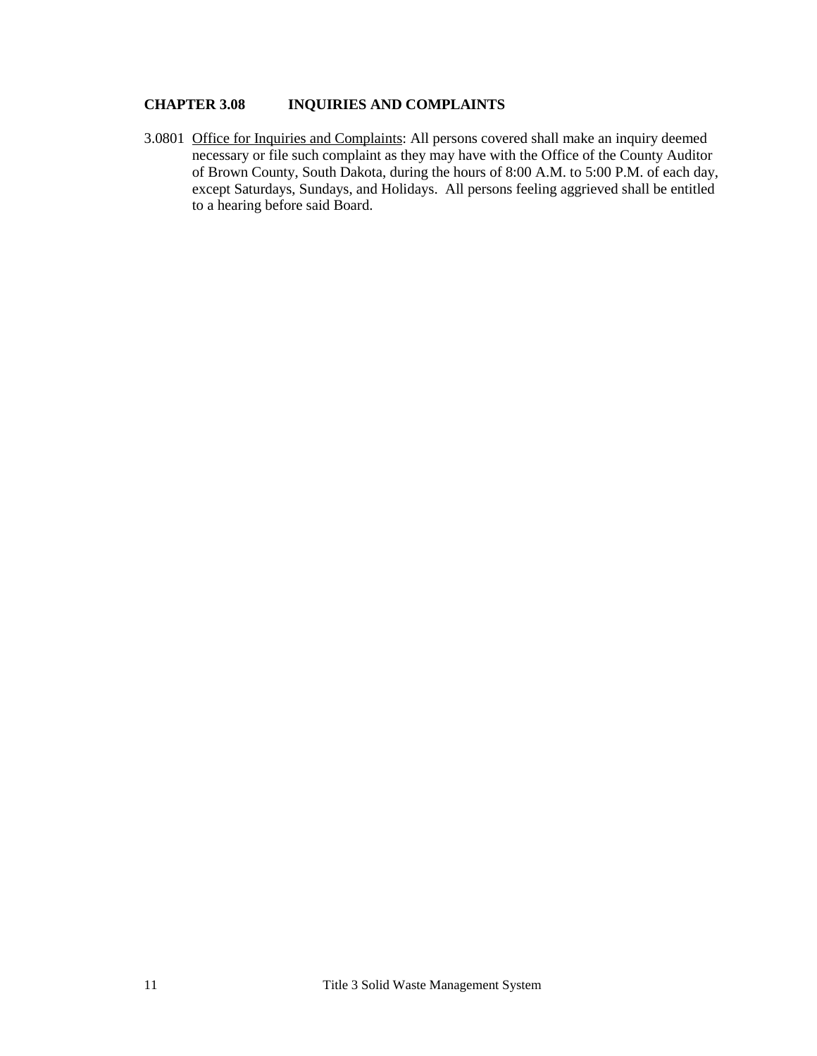## CHAPTER 3.08 INQUIRIES AND COMPLAINTS

3.0801 Office for Inquiries and Complaints: All persons covered shall make an inquiry deemed necessary or file such complaint as they may have with the Office of the County Auditor of Brown County, South Dakota, during the hours of 8:00 A.M. to 5:00 P.M. of each day, except Saturdays, Sundays, and Holidays. All persons feeling aggrieved shall be entitled to a hearing before said Board.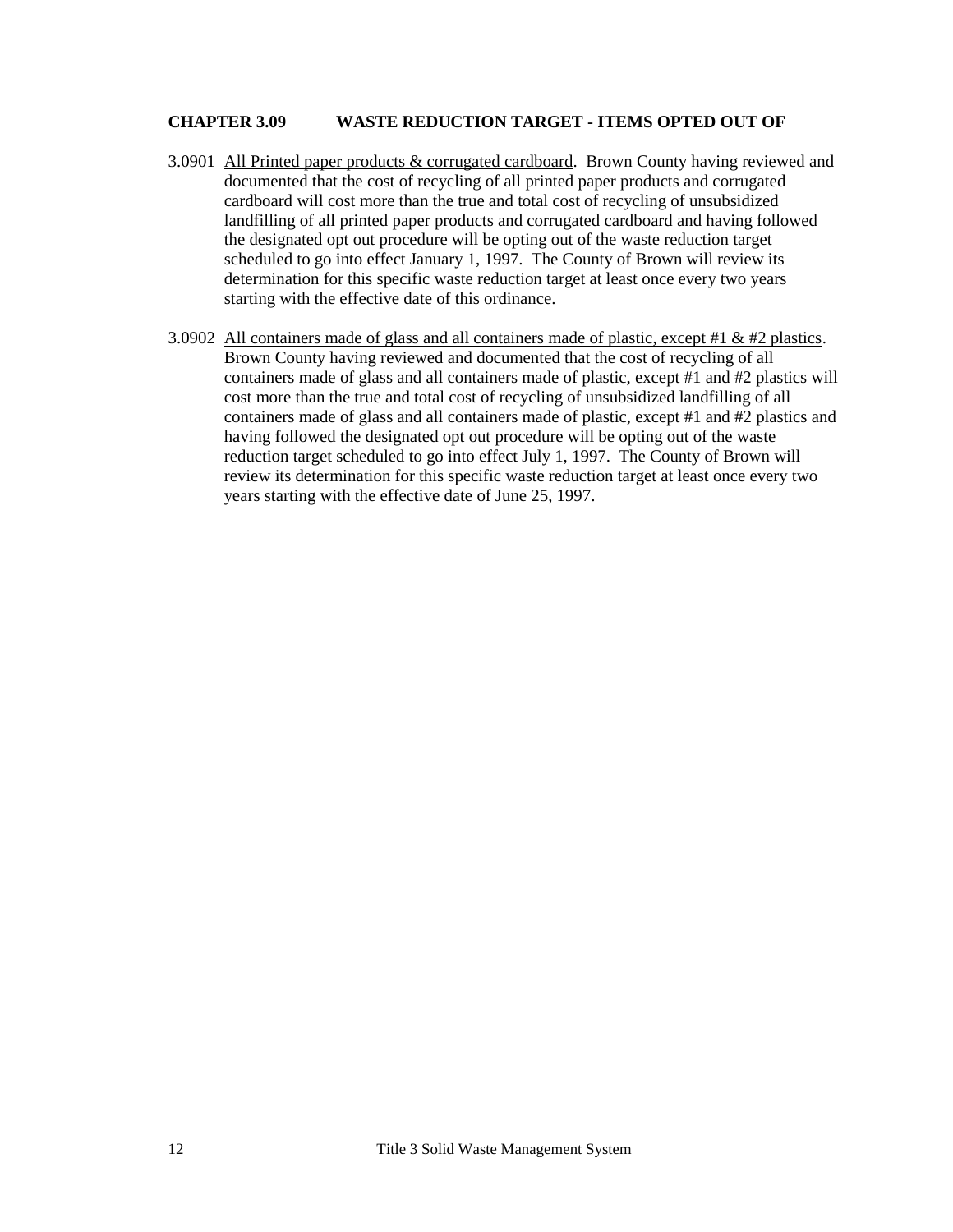## CHAPTER 3.09 WASTE REDUCTION TARGET - ITEMS OPTED OUT OF

3.0901 <u>All Printed paper products & corrugated cardboard</u>. Brown County having reviewed and documented that the cost of recycling of all printed paper products and corrugated cardboard will cost more than the true and total cost of recycling of unsubsidized landfilling of all printed paper products and corrugated cardboard and having followed the designated opt out procedure will be opting out of the waste reduction target scheduled to go into effect January 1, 1997. The County of Brown will review its determination for this specific waste reduction target at least once every two years starting with the effective date of this ordinance.

3.0902 <u>All containers made of glass and all containers made of plastic, except #1 & #2 plastics</u>. Brown County having reviewed and documented that the cost of recycling of all containers made of glass and all containers made of plastic, except #1 and #2 plastics will cost more than the true and total cost of recycling of unsubsidized landfilling of all containers made of glass and all containers made of plastic, except #1 and #2 plastics and having followed the designated opt out procedure will be opting out of the waste reduction target scheduled to go into effect July 1, 1997. The County of Brown will review its determination for this specific waste reduction target at least once every two years starting with the effective date of June 25, 1997.